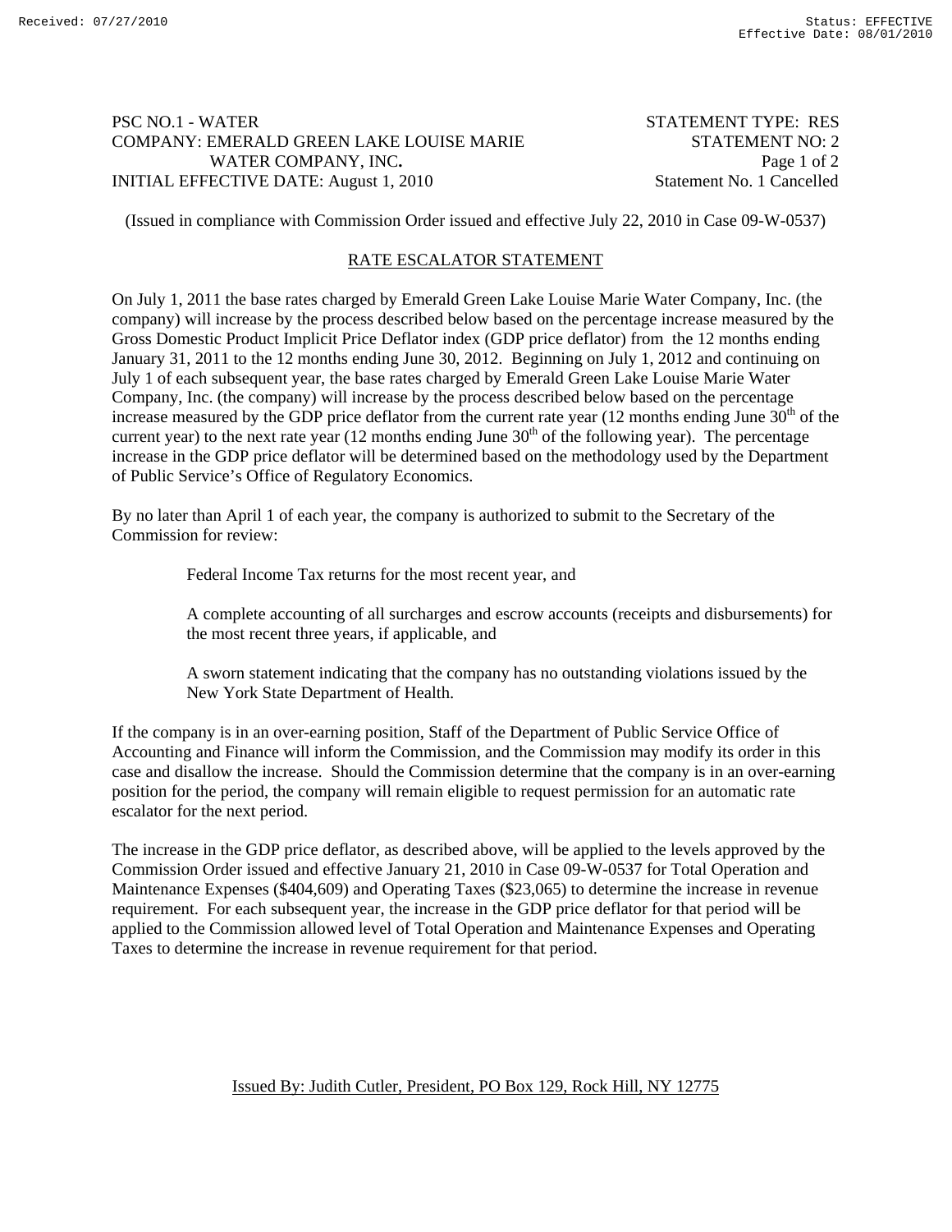PSC NO.1 - WATER
COMPANY: EMERALD GREEN LAKE LOUISE MARIE WATER COMPANY, INC.
INITIAL EFFECTIVE DATE: August 1, 2010

STATEMENT TYPE: RES
STATEMENT NO: 2
Statement No. 1 Cancelled

(Issued in compliance with Commission Order issued and effective July 22, 2010 in Case 09-W-0537)

## RATE ESCALATOR STATEMENT

On July 1, 2011 the base rates charged by Emerald Green Lake Louise Marie Water Company, Inc. (the company) will increase by the process described below based on the percentage increase measured by the Gross Domestic Product Implicit Price Deflator index (GDP price deflator) from the 12 months ending January 31, 2011 to the 12 months ending June 30, 2012. Beginning on July 1, 2012 and continuing on July 1 of each subsequent year, the base rates charged by Emerald Green Lake Louise Marie Water Company, Inc. (the company) will increase by the process described below based on the percentage increase measured by the GDP price deflator from the current rate year (12 months ending June 30th of the current year) to the next rate year (12 months ending June 30th of the following year). The percentage increase in the GDP price deflator will be determined based on the methodology used by the Department of Public Service's Office of Regulatory Economics.

By no later than April 1 of each year, the company is authorized to submit to the Secretary of the Commission for review:

Federal Income Tax returns for the most recent year, and

A complete accounting of all surcharges and escrow accounts (receipts and disbursements) for the most recent three years, if applicable, and

A sworn statement indicating that the company has no outstanding violations issued by the New York State Department of Health.

If the company is in an over-earning position, Staff of the Department of Public Service Office of Accounting and Finance will inform the Commission, and the Commission may modify its order in this case and disallow the increase. Should the Commission determine that the company is in an over-earning position for the period, the company will remain eligible to request permission for an automatic rate escalator for the next period.

The increase in the GDP price deflator, as described above, will be applied to the levels approved by the Commission Order issued and effective January 21, 2010 in Case 09-W-0537 for Total Operation and Maintenance Expenses ($404,609) and Operating Taxes ($23,065) to determine the increase in revenue requirement. For each subsequent year, the increase in the GDP price deflator for that period will be applied to the Commission allowed level of Total Operation and Maintenance Expenses and Operating Taxes to determine the increase in revenue requirement for that period.

Issued By: Judith Cutler, President, PO Box 129, Rock Hill, NY 12775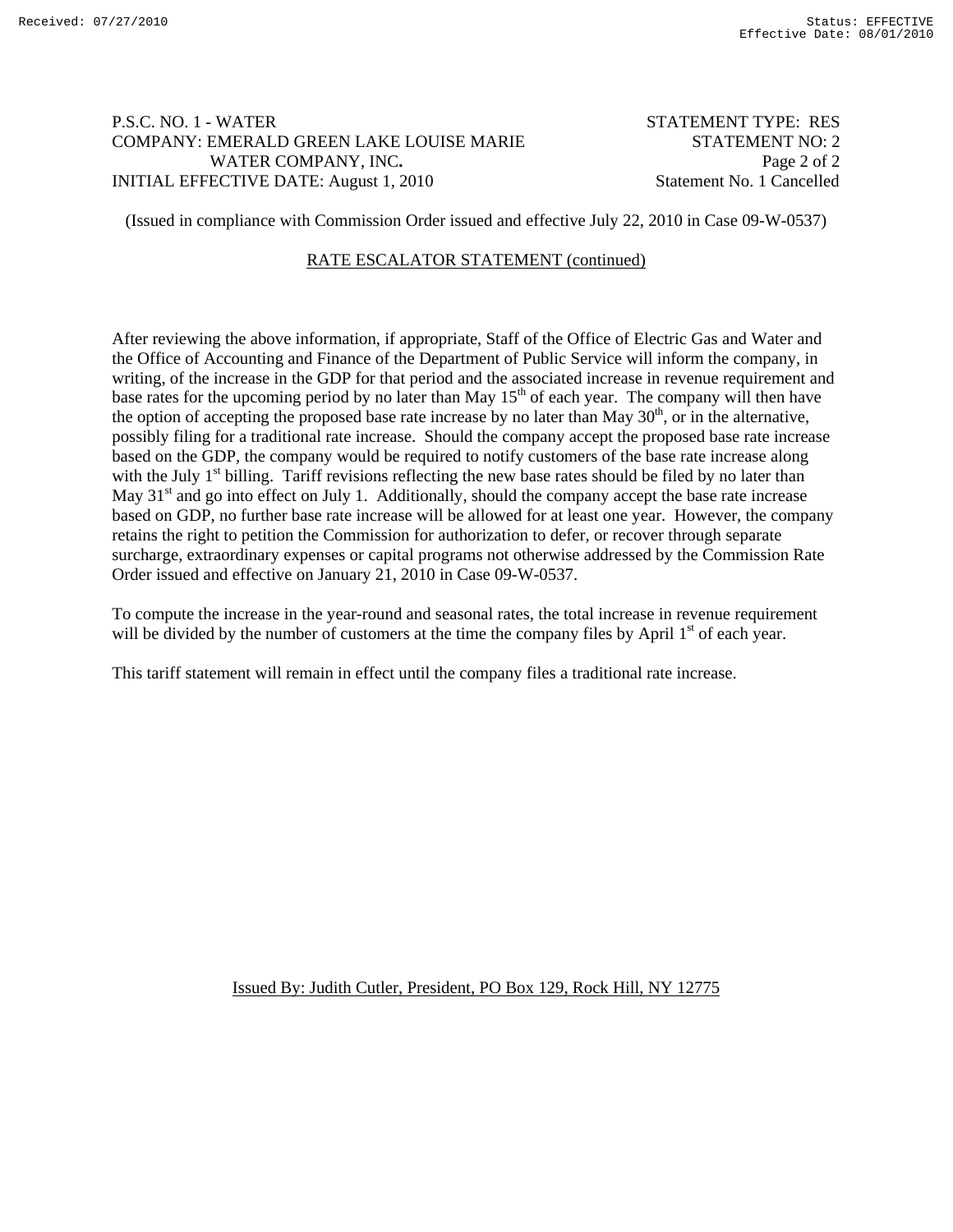P.S.C. NO. 1 - WATER
COMPANY: EMERALD GREEN LAKE LOUISE MARIE WATER COMPANY, INC.
INITIAL EFFECTIVE DATE: August 1, 2010

STATEMENT TYPE: RES
STATEMENT NO: 2
Statement No. 1 Cancelled

(Issued in compliance with Commission Order issued and effective July 22, 2010 in Case 09-W-0537)

RATE ESCALATOR STATEMENT (continued)

After reviewing the above information, if appropriate, Staff of the Office of Electric Gas and Water and the Office of Accounting and Finance of the Department of Public Service will inform the company, in writing, of the increase in the GDP for that period and the associated increase in revenue requirement and base rates for the upcoming period by no later than May 15th of each year. The company will then have the option of accepting the proposed base rate increase by no later than May 30th, or in the alternative, possibly filing for a traditional rate increase. Should the company accept the proposed base rate increase based on the GDP, the company would be required to notify customers of the base rate increase along with the July 1st billing. Tariff revisions reflecting the new base rates should be filed by no later than May 31st and go into effect on July 1. Additionally, should the company accept the base rate increase based on GDP, no further base rate increase will be allowed for at least one year. However, the company retains the right to petition the Commission for authorization to defer, or recover through separate surcharge, extraordinary expenses or capital programs not otherwise addressed by the Commission Rate Order issued and effective on January 21, 2010 in Case 09-W-0537.

To compute the increase in the year-round and seasonal rates, the total increase in revenue requirement will be divided by the number of customers at the time the company files by April 1st of each year.

This tariff statement will remain in effect until the company files a traditional rate increase.

Issued By: Judith Cutler, President, PO Box 129, Rock Hill, NY 12775